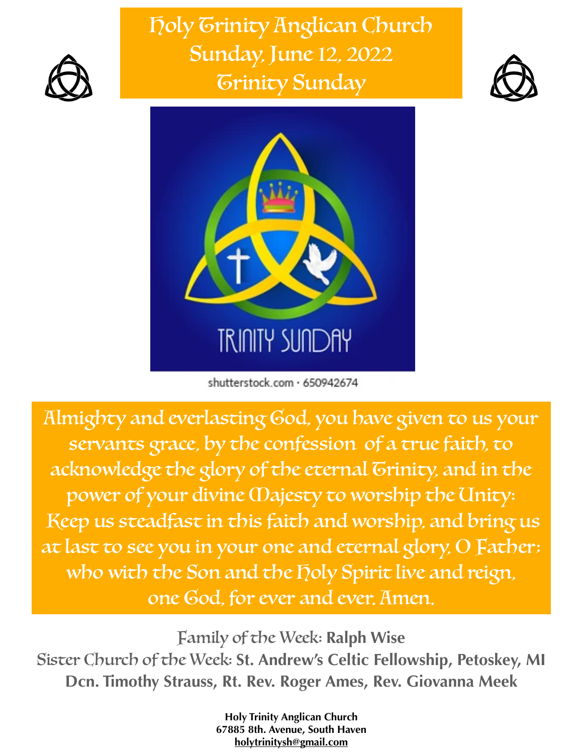# Holy Trinity Anglican Church
## Sunday, June 12, 2022
## Trinity Sunday

shutterstock.com · 650942674

Almighty and everlasting God, you have given to us your servants grace, by the confession of a true faith, to acknowledge the glory of the eternal Trinity, and in the power of your divine Majesty to worship the Unity: Keep us steadfast in this faith and worship, and bring us at last to see you in your one and eternal glory, O Father; who with the Son and the Holy Spirit live and reign, one God, for ever and ever. Amen.

Family of the Week: **Ralph Wise**

Sister Church of the Week: **St. Andrew's Celtic Fellowship, Petoskey, MI**

**Dcn. Timothy Strauss, Rt. Rev. Roger Ames, Rev. Giovanna Meek**

**Holy Trinity Anglican Church**
**67885 8th. Avenue, South Haven**
**holytrinitysh@gmail.com**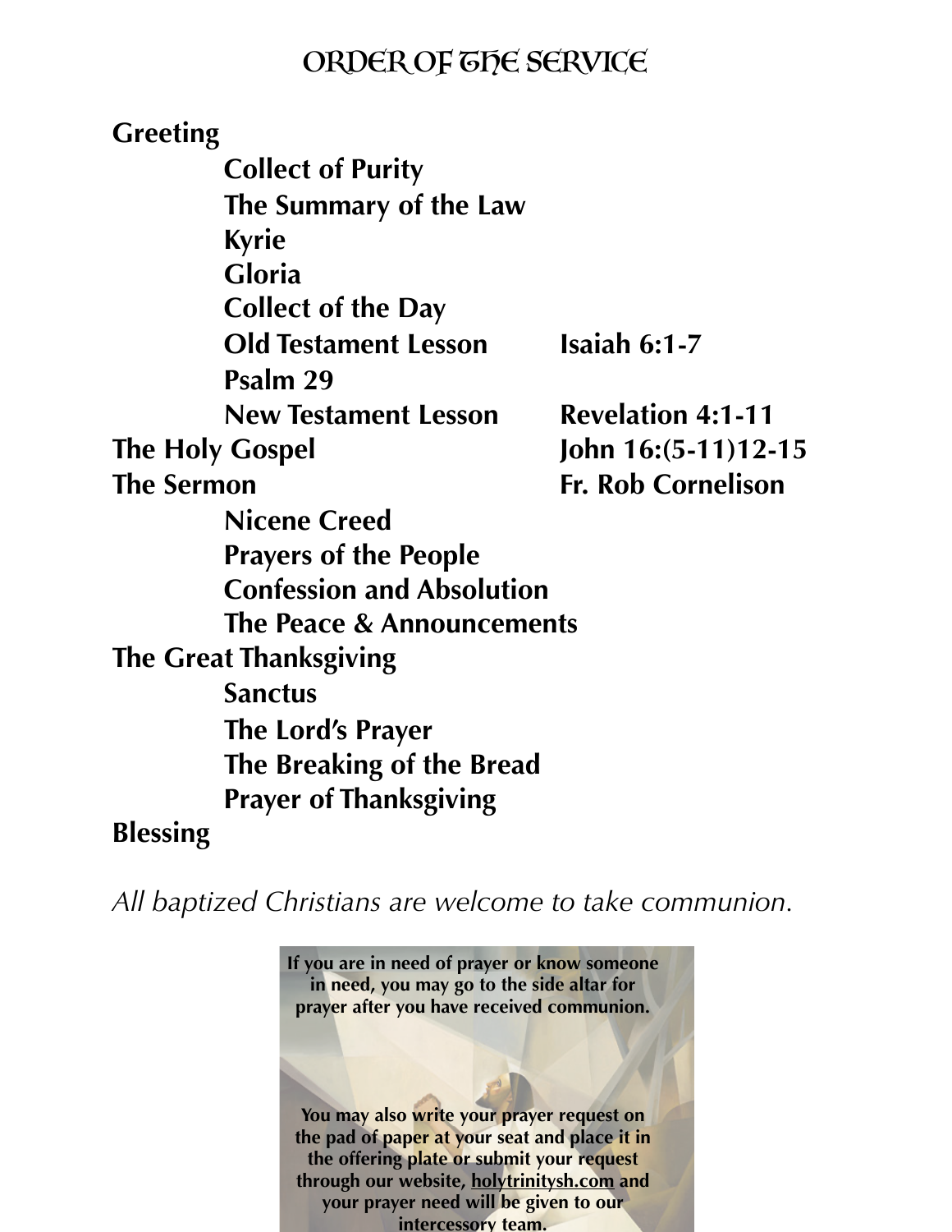# ORDER OF THE SERVICE

**Greeting**

- **Collect of Purity**
- **The Summary of the Law**
- **Kyrie**
- **Gloria**
- **Collect of the Day**
- **Old Testament Lesson** — **Isaiah 6:1-7**
- **Psalm 29**
- **New Testament Lesson** — **Revelation 4:1-11**

**The Holy Gospel** — **John 16:(5-11)12-15**

**The Sermon** — **Fr. Rob Cornelison**

- **Nicene Creed**
- **Prayers of the People**
- **Confession and Absolution**
- **The Peace & Announcements**

**The Great Thanksgiving**

- **Sanctus**
- **The Lord's Prayer**
- **The Breaking of the Bread**
- **Prayer of Thanksgiving**

**Blessing**

*All baptized Christians are welcome to take communion.*

**If you are in need of prayer or know someone in need, you may go to the side altar for prayer after you have received communion.**

**You may also write your prayer request on the pad of paper at your seat and place it in the offering plate or submit your request through our website, holytrinitysh.com and your prayer need will be given to our intercessory team.**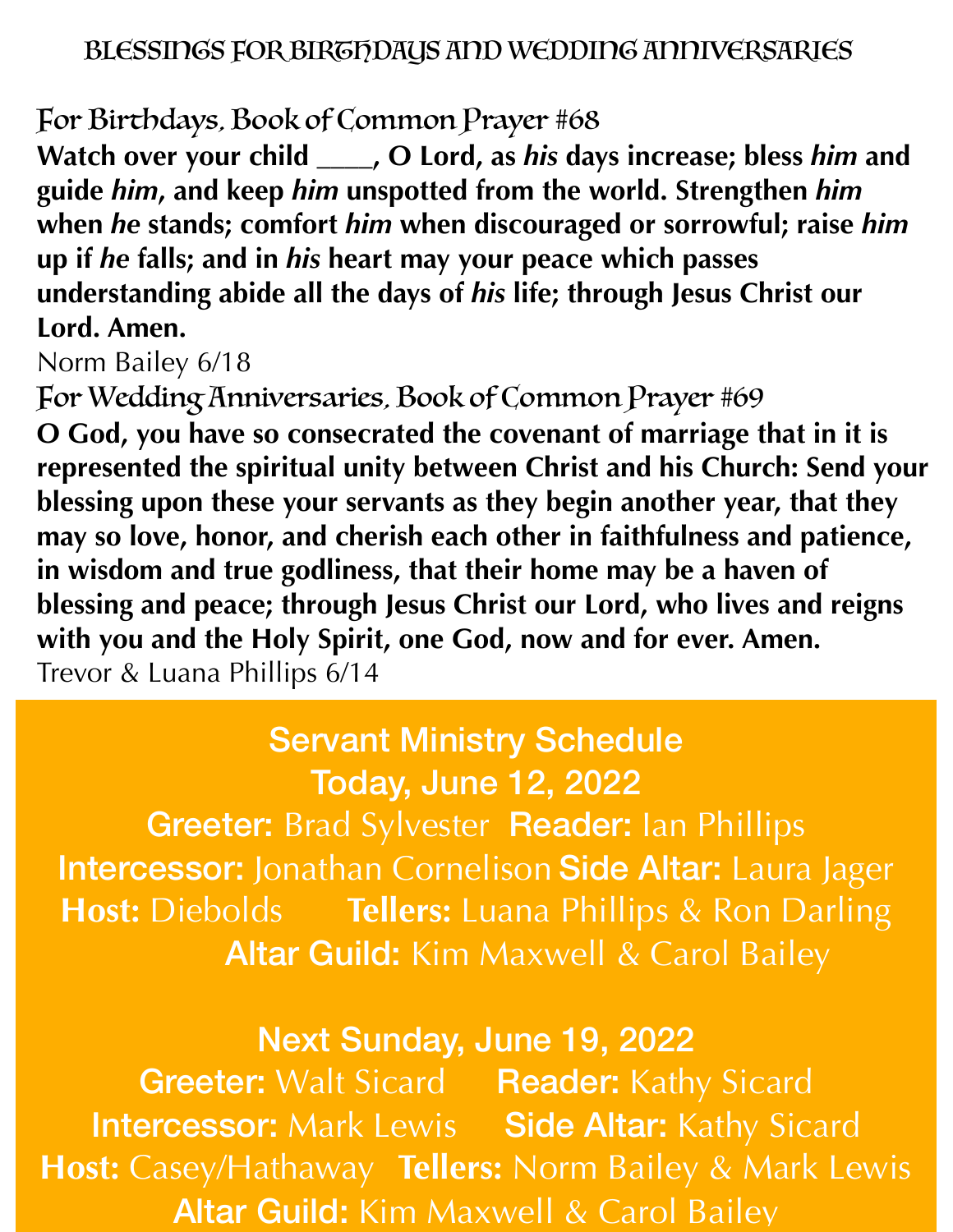# BLESSINGS FOR BIRTHDAYS AND WEDDING ANNIVERSARIES

## For Birthdays, Book of Common Prayer #68

**Watch over your child ____, O Lord, as *his* days increase; bless *him* and guide *him*, and keep *him* unspotted from the world. Strengthen *him* when *he* stands; comfort *him* when discouraged or sorrowful; raise *him* up if *he* falls; and in *his* heart may your peace which passes understanding abide all the days of *his* life; through Jesus Christ our Lord. Amen.**

Norm Bailey 6/18

## For Wedding Anniversaries, Book of Common Prayer #69

**O God, you have so consecrated the covenant of marriage that in it is represented the spiritual unity between Christ and his Church: Send your blessing upon these your servants as they begin another year, that they may so love, honor, and cherish each other in faithfulness and patience, in wisdom and true godliness, that their home may be a haven of blessing and peace; through Jesus Christ our Lord, who lives and reigns with you and the Holy Spirit, one God, now and for ever. Amen.**

Trevor & Luana Phillips 6/14

## Servant Ministry Schedule

### Today, June 12, 2022

**Greeter:** Brad Sylvester **Reader:** Ian Phillips
**Intercessor:** Jonathan Cornelison **Side Altar:** Laura Jager
**Host:** Diebolds **Tellers:** Luana Phillips & Ron Darling
**Altar Guild:** Kim Maxwell & Carol Bailey

### Next Sunday, June 19, 2022

**Greeter:** Walt Sicard **Reader:** Kathy Sicard
**Intercessor:** Mark Lewis **Side Altar:** Kathy Sicard
**Host:** Casey/Hathaway **Tellers:** Norm Bailey & Mark Lewis
**Altar Guild:** Kim Maxwell & Carol Bailey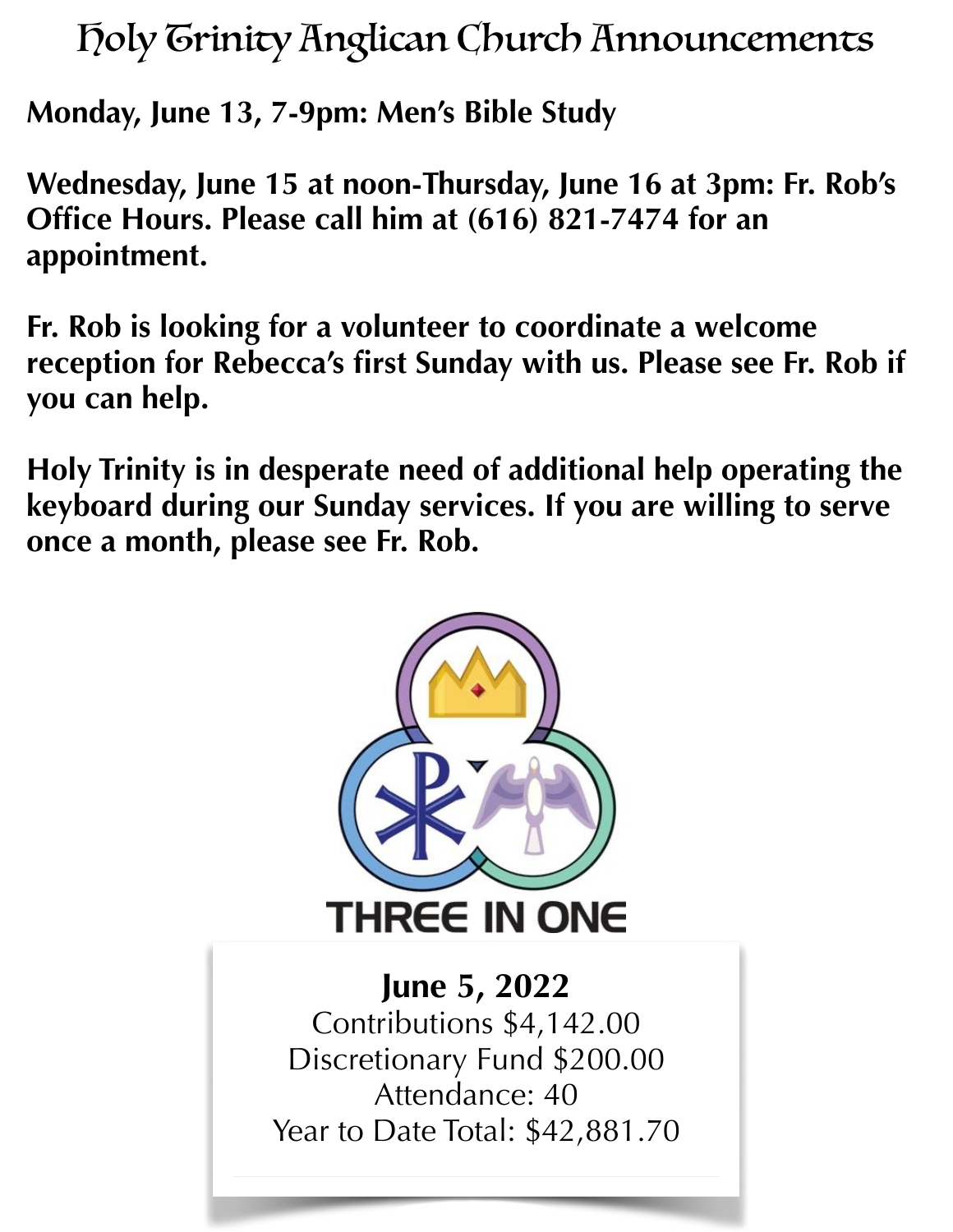# Holy Trinity Anglican Church Announcements

**Monday, June 13, 7-9pm: Men's Bible Study**

**Wednesday, June 15 at noon-Thursday, June 16 at 3pm: Fr. Rob's Office Hours. Please call him at (616) 821-7474 for an appointment.**

**Fr. Rob is looking for a volunteer to coordinate a welcome reception for Rebecca's first Sunday with us. Please see Fr. Rob if you can help.**

**Holy Trinity is in desperate need of additional help operating the keyboard during our Sunday services. If you are willing to serve once a month, please see Fr. Rob.**

THREE IN ONE

**June 5, 2022**

Contributions $4,142.00

Discretionary Fund $200.00

Attendance: 40

Year to Date Total: $42,881.70